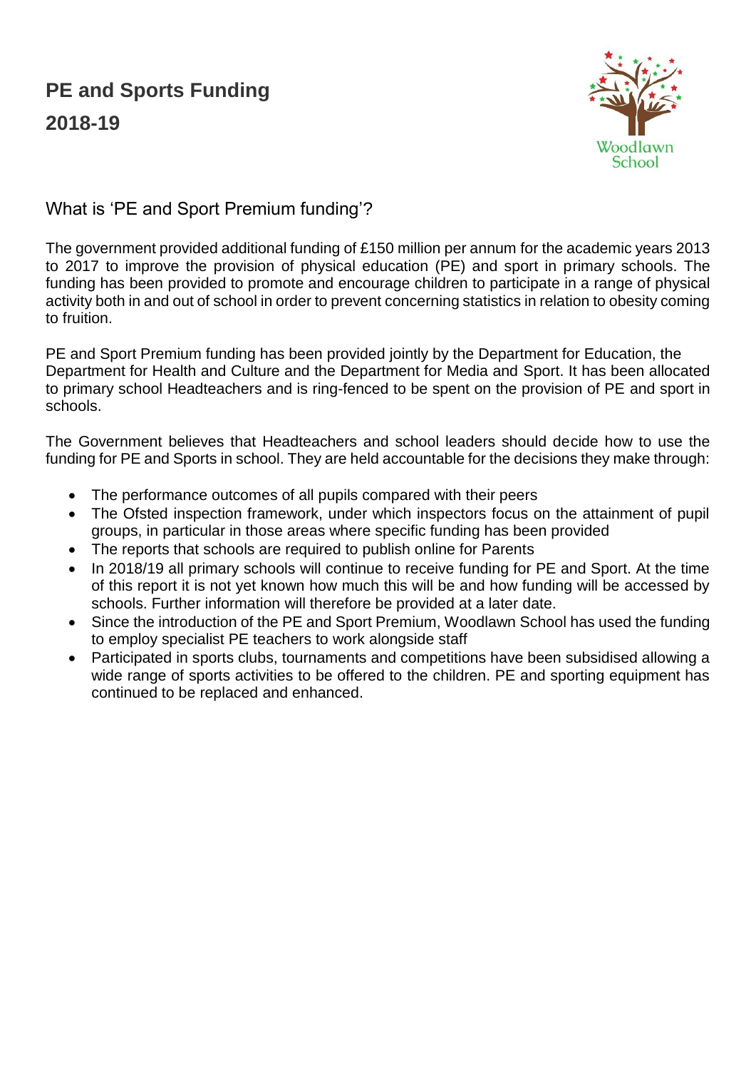# PE and Sports Funding

## 2018-19

Woodlawn School

### What is 'PE and Sport Premium funding'?

The government provided additional funding of £150 million per annum for the academic years 2013 to 2017 to improve the provision of physical education (PE) and sport in primary schools. The funding has been provided to promote and encourage children to participate in a range of physical activity both in and out of school in order to prevent concerning statistics in relation to obesity coming to fruition.

PE and Sport Premium funding has been provided jointly by the Department for Education, the Department for Health and Culture and the Department for Media and Sport. It has been allocated to primary school Headteachers and is ring-fenced to be spent on the provision of PE and sport in schools.

The Government believes that Headteachers and school leaders should decide how to use the funding for PE and Sports in school. They are held accountable for the decisions they make through:

- The performance outcomes of all pupils compared with their peers
- The Ofsted inspection framework, under which inspectors focus on the attainment of pupil groups, in particular in those areas where specific funding has been provided
- The reports that schools are required to publish online for Parents
- In 2018/19 all primary schools will continue to receive funding for PE and Sport. At the time of this report it is not yet known how much this will be and how funding will be accessed by schools. Further information will therefore be provided at a later date.
- Since the introduction of the PE and Sport Premium, Woodlawn School has used the funding to employ specialist PE teachers to work alongside staff
- Participated in sports clubs, tournaments and competitions have been subsidised allowing a wide range of sports activities to be offered to the children. PE and sporting equipment has continued to be replaced and enhanced.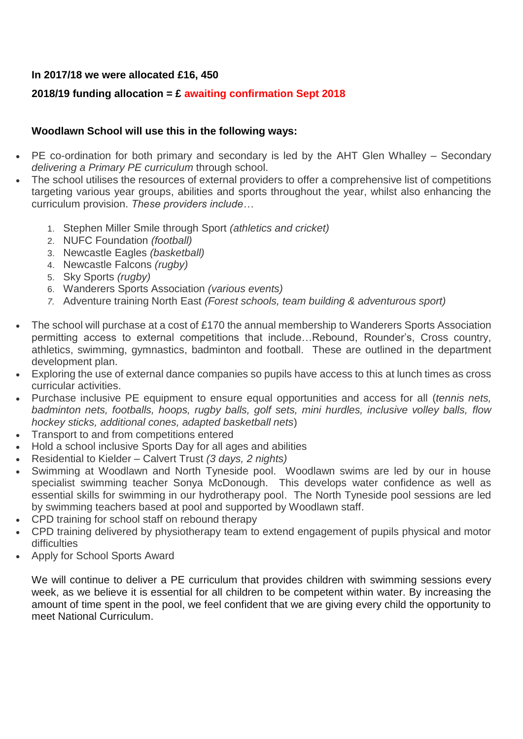**In 2017/18 we were allocated £16, 450**

**2018/19 funding allocation = £ awaiting confirmation Sept 2018**

**Woodlawn School will use this in the following ways:**

- PE co-ordination for both primary and secondary is led by the AHT Glen Whalley – Secondary *delivering a Primary PE curriculum* through school.
- The school utilises the resources of external providers to offer a comprehensive list of competitions targeting various year groups, abilities and sports throughout the year, whilst also enhancing the curriculum provision. *These providers include…*

    1. Stephen Miller Smile through Sport *(athletics and cricket)*
    2. NUFC Foundation *(football)*
    3. Newcastle Eagles *(basketball)*
    4. Newcastle Falcons *(rugby)*
    5. Sky Sports *(rugby)*
    6. Wanderers Sports Association *(various events)*
    7. Adventure training North East *(Forest schools, team building & adventurous sport)*

- The school will purchase at a cost of £170 the annual membership to Wanderers Sports Association permitting access to external competitions that include…Rebound, Rounder's, Cross country, athletics, swimming, gymnastics, badminton and football. These are outlined in the department development plan.
- Exploring the use of external dance companies so pupils have access to this at lunch times as cross curricular activities.
- Purchase inclusive PE equipment to ensure equal opportunities and access for all (*tennis nets, badminton nets, footballs, hoops, rugby balls, golf sets, mini hurdles, inclusive volley balls, flow hockey sticks, additional cones, adapted basketball nets*)
- Transport to and from competitions entered
- Hold a school inclusive Sports Day for all ages and abilities
- Residential to Kielder – Calvert Trust *(3 days, 2 nights)*
- Swimming at Woodlawn and North Tyneside pool. Woodlawn swims are led by our in house specialist swimming teacher Sonya McDonough. This develops water confidence as well as essential skills for swimming in our hydrotherapy pool. The North Tyneside pool sessions are led by swimming teachers based at pool and supported by Woodlawn staff.
- CPD training for school staff on rebound therapy
- CPD training delivered by physiotherapy team to extend engagement of pupils physical and motor difficulties
- Apply for School Sports Award

We will continue to deliver a PE curriculum that provides children with swimming sessions every week, as we believe it is essential for all children to be competent within water. By increasing the amount of time spent in the pool, we feel confident that we are giving every child the opportunity to meet National Curriculum.